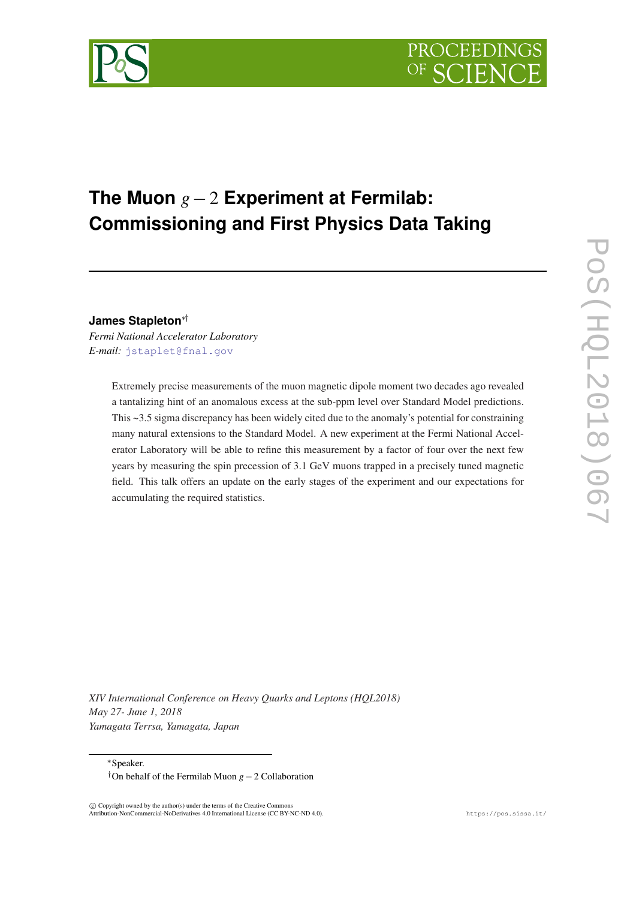# The Muon $g-2$ Experiment at Fermilab: Commissioning and First Physics Data Taking

**James Stapleton**[*†]

*Fermi National Accelerator Laboratory*

*E-mail:* jstaplet@fnal.gov

Extremely precise measurements of the muon magnetic dipole moment two decades ago revealed a tantalizing hint of an anomalous excess at the sub-ppm level over Standard Model predictions. This ~3.5 sigma discrepancy has been widely cited due to the anomaly's potential for constraining many natural extensions to the Standard Model. A new experiment at the Fermi National Accelerator Laboratory will be able to refine this measurement by a factor of four over the next few years by measuring the spin precession of 3.1 GeV muons trapped in a precisely tuned magnetic field. This talk offers an update on the early stages of the experiment and our expectations for accumulating the required statistics.

*XIV International Conference on Heavy Quarks and Leptons (HQL2018)*
*May 27- June 1, 2018*
*Yamagata Terrsa, Yamagata, Japan*

[*] Speaker.

[†] On behalf of the Fermilab Muon $g-2$ Collaboration

© Copyright owned by the author(s) under the terms of the Creative Commons Attribution-NonCommercial-NoDerivatives 4.0 International License (CC BY-NC-ND 4.0).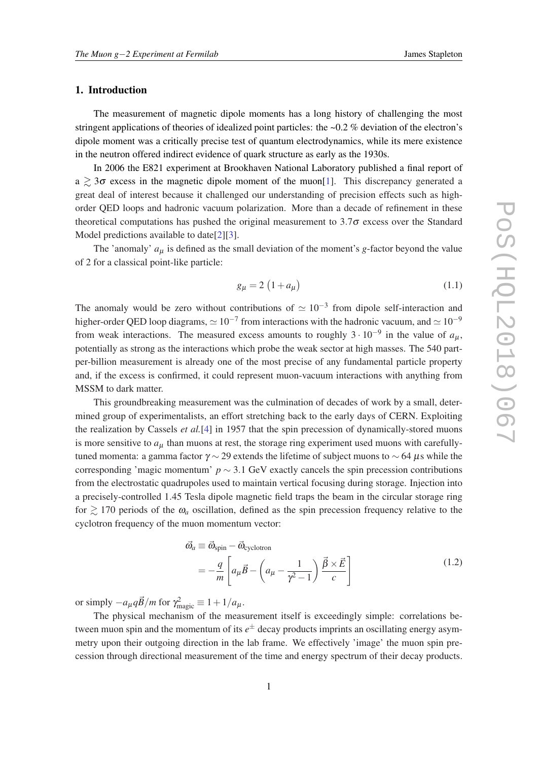## 1. Introduction

The measurement of magnetic dipole moments has a long history of challenging the most stringent applications of theories of idealized point particles: the ~0.2 % deviation of the electron's dipole moment was a critically precise test of quantum electrodynamics, while its mere existence in the neutron offered indirect evidence of quark structure as early as the 1930s.

In 2006 the E821 experiment at Brookhaven National Laboratory published a final report of a $\gtrsim 3\sigma$ excess in the magnetic dipole moment of the muon[1]. This discrepancy generated a great deal of interest because it challenged our understanding of precision effects such as high-order QED loops and hadronic vacuum polarization. More than a decade of refinement in these theoretical computations has pushed the original measurement to $3.7\sigma$ excess over the Standard Model predictions available to date[2][3].

The 'anomaly' $a_\mu$ is defined as the small deviation of the moment's $g$-factor beyond the value of 2 for a classical point-like particle:

$$g_\mu = 2\left(1 + a_\mu\right) \tag{1.1}$$

The anomaly would be zero without contributions of $\simeq 10^{-3}$ from dipole self-interaction and higher-order QED loop diagrams, $\simeq 10^{-7}$ from interactions with the hadronic vacuum, and $\simeq 10^{-9}$ from weak interactions. The measured excess amounts to roughly $3 \cdot 10^{-9}$ in the value of $a_\mu$, potentially as strong as the interactions which probe the weak sector at high masses. The 540 part-per-billion measurement is already one of the most precise of any fundamental particle property and, if the excess is confirmed, it could represent muon-vacuum interactions with anything from MSSM to dark matter.

This groundbreaking measurement was the culmination of decades of work by a small, determined group of experimentalists, an effort stretching back to the early days of CERN. Exploiting the realization by Cassels *et al.*[4] in 1957 that the spin precession of dynamically-stored muons is more sensitive to $a_\mu$ than muons at rest, the storage ring experiment used muons with carefully-tuned momenta: a gamma factor $\gamma \sim 29$ extends the lifetime of subject muons to $\sim 64\ \mu$s while the corresponding 'magic momentum' $p \sim 3.1$ GeV exactly cancels the spin precession contributions from the electrostatic quadrupoles used to maintain vertical focusing during storage. Injection into a precisely-controlled 1.45 Tesla dipole magnetic field traps the beam in the circular storage ring for $\gtrsim 170$ periods of the $\omega_a$ oscillation, defined as the spin precession frequency relative to the cyclotron frequency of the muon momentum vector:

$$\begin{aligned}\vec{\omega}_a &\equiv \vec{\omega}_{\text{spin}} - \vec{\omega}_{\text{cyclotron}} \\ &= -\frac{q}{m}\left[a_\mu \vec{B} - \left(a_\mu - \frac{1}{\gamma^2 - 1}\right)\frac{\vec{\beta} \times \vec{E}}{c}\right]\end{aligned} \tag{1.2}$$

or simply $-a_\mu q\vec{B}/m$ for $\gamma^2_{\text{magic}} \equiv 1 + 1/a_\mu$.

The physical mechanism of the measurement itself is exceedingly simple: correlations between muon spin and the momentum of its $e^\pm$ decay products imprints an oscillating energy asymmetry upon their outgoing direction in the lab frame. We effectively 'image' the muon spin precession through directional measurement of the time and energy spectrum of their decay products.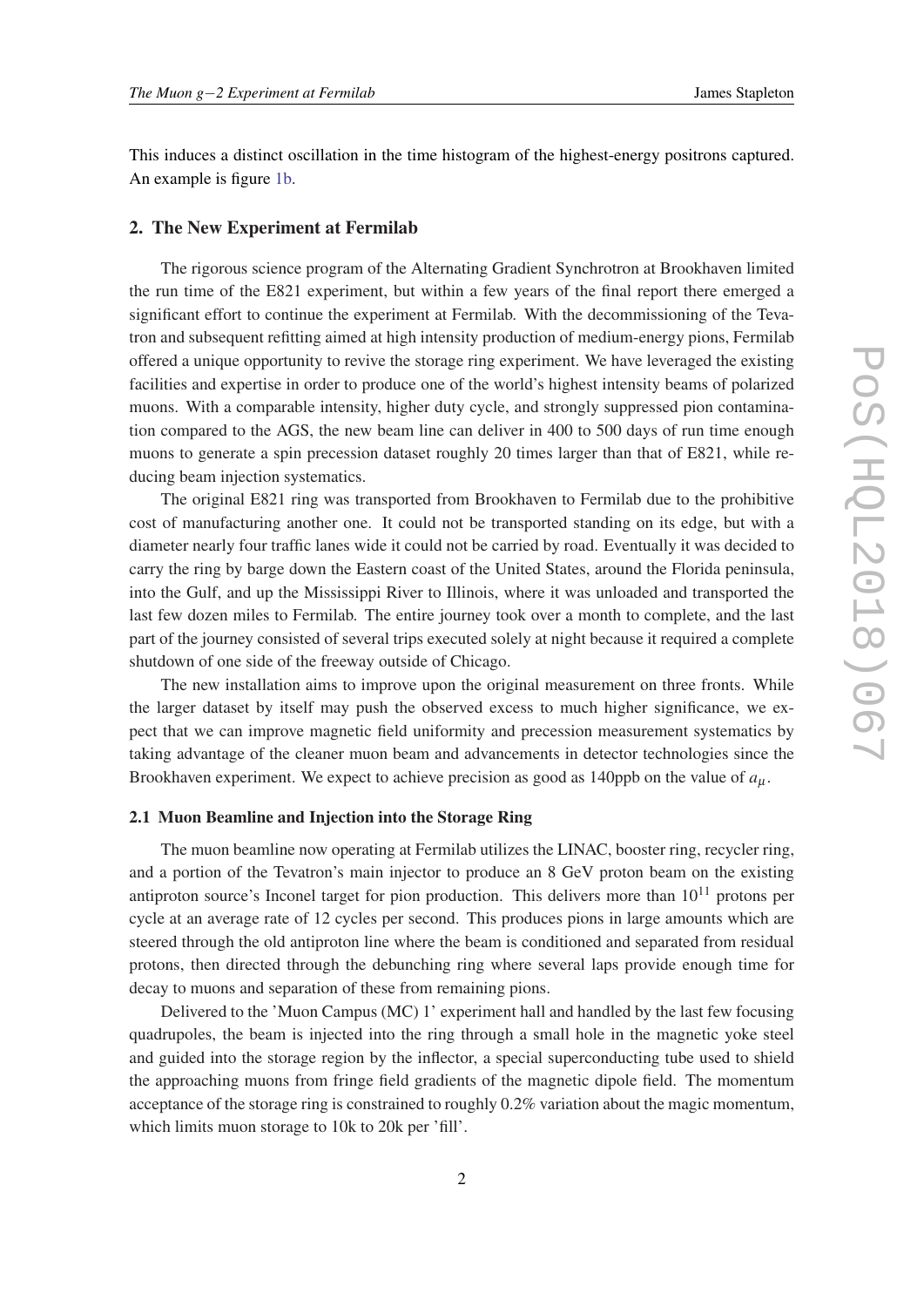This induces a distinct oscillation in the time histogram of the highest-energy positrons captured. An example is figure 1b.

## 2. The New Experiment at Fermilab

The rigorous science program of the Alternating Gradient Synchrotron at Brookhaven limited the run time of the E821 experiment, but within a few years of the final report there emerged a significant effort to continue the experiment at Fermilab. With the decommissioning of the Tevatron and subsequent refitting aimed at high intensity production of medium-energy pions, Fermilab offered a unique opportunity to revive the storage ring experiment. We have leveraged the existing facilities and expertise in order to produce one of the world's highest intensity beams of polarized muons. With a comparable intensity, higher duty cycle, and strongly suppressed pion contamination compared to the AGS, the new beam line can deliver in 400 to 500 days of run time enough muons to generate a spin precession dataset roughly 20 times larger than that of E821, while reducing beam injection systematics.

The original E821 ring was transported from Brookhaven to Fermilab due to the prohibitive cost of manufacturing another one. It could not be transported standing on its edge, but with a diameter nearly four traffic lanes wide it could not be carried by road. Eventually it was decided to carry the ring by barge down the Eastern coast of the United States, around the Florida peninsula, into the Gulf, and up the Mississippi River to Illinois, where it was unloaded and transported the last few dozen miles to Fermilab. The entire journey took over a month to complete, and the last part of the journey consisted of several trips executed solely at night because it required a complete shutdown of one side of the freeway outside of Chicago.

The new installation aims to improve upon the original measurement on three fronts. While the larger dataset by itself may push the observed excess to much higher significance, we expect that we can improve magnetic field uniformity and precession measurement systematics by taking advantage of the cleaner muon beam and advancements in detector technologies since the Brookhaven experiment. We expect to achieve precision as good as 140ppb on the value of $a_\mu$.

### 2.1 Muon Beamline and Injection into the Storage Ring

The muon beamline now operating at Fermilab utilizes the LINAC, booster ring, recycler ring, and a portion of the Tevatron's main injector to produce an 8 GeV proton beam on the existing antiproton source's Inconel target for pion production. This delivers more than $10^{11}$ protons per cycle at an average rate of 12 cycles per second. This produces pions in large amounts which are steered through the old antiproton line where the beam is conditioned and separated from residual protons, then directed through the debunching ring where several laps provide enough time for decay to muons and separation of these from remaining pions.

Delivered to the 'Muon Campus (MC) 1' experiment hall and handled by the last few focusing quadrupoles, the beam is injected into the ring through a small hole in the magnetic yoke steel and guided into the storage region by the inflector, a special superconducting tube used to shield the approaching muons from fringe field gradients of the magnetic dipole field. The momentum acceptance of the storage ring is constrained to roughly 0.2% variation about the magic momentum, which limits muon storage to 10k to 20k per 'fill'.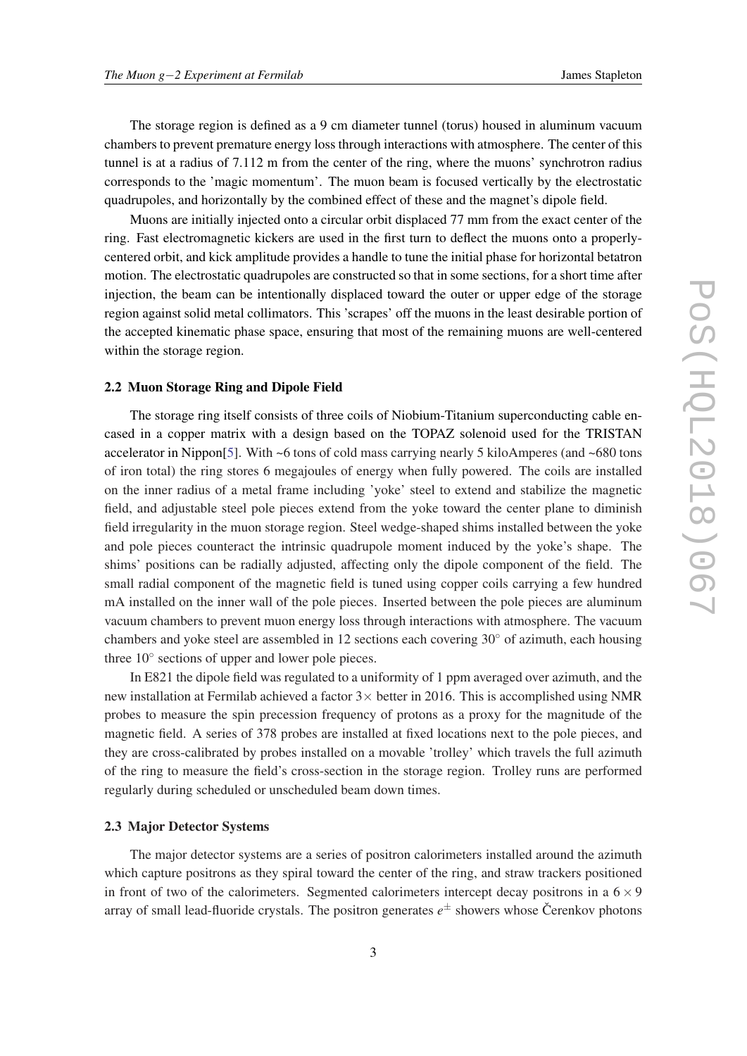The storage region is defined as a 9 cm diameter tunnel (torus) housed in aluminum vacuum chambers to prevent premature energy loss through interactions with atmosphere. The center of this tunnel is at a radius of 7.112 m from the center of the ring, where the muons' synchrotron radius corresponds to the 'magic momentum'. The muon beam is focused vertically by the electrostatic quadrupoles, and horizontally by the combined effect of these and the magnet's dipole field.

Muons are initially injected onto a circular orbit displaced 77 mm from the exact center of the ring. Fast electromagnetic kickers are used in the first turn to deflect the muons onto a properly-centered orbit, and kick amplitude provides a handle to tune the initial phase for horizontal betatron motion. The electrostatic quadrupoles are constructed so that in some sections, for a short time after injection, the beam can be intentionally displaced toward the outer or upper edge of the storage region against solid metal collimators. This 'scrapes' off the muons in the least desirable portion of the accepted kinematic phase space, ensuring that most of the remaining muons are well-centered within the storage region.

### 2.2 Muon Storage Ring and Dipole Field

The storage ring itself consists of three coils of Niobium-Titanium superconducting cable encased in a copper matrix with a design based on the TOPAZ solenoid used for the TRISTAN accelerator in Nippon[5]. With ~6 tons of cold mass carrying nearly 5 kiloAmperes (and ~680 tons of iron total) the ring stores 6 megajoules of energy when fully powered. The coils are installed on the inner radius of a metal frame including 'yoke' steel to extend and stabilize the magnetic field, and adjustable steel pole pieces extend from the yoke toward the center plane to diminish field irregularity in the muon storage region. Steel wedge-shaped shims installed between the yoke and pole pieces counteract the intrinsic quadrupole moment induced by the yoke's shape. The shims' positions can be radially adjusted, affecting only the dipole component of the field. The small radial component of the magnetic field is tuned using copper coils carrying a few hundred mA installed on the inner wall of the pole pieces. Inserted between the pole pieces are aluminum vacuum chambers to prevent muon energy loss through interactions with atmosphere. The vacuum chambers and yoke steel are assembled in 12 sections each covering $30^\circ$ of azimuth, each housing three $10^\circ$ sections of upper and lower pole pieces.

In E821 the dipole field was regulated to a uniformity of 1 ppm averaged over azimuth, and the new installation at Fermilab achieved a factor $3\times$ better in 2016. This is accomplished using NMR probes to measure the spin precession frequency of protons as a proxy for the magnitude of the magnetic field. A series of 378 probes are installed at fixed locations next to the pole pieces, and they are cross-calibrated by probes installed on a movable 'trolley' which travels the full azimuth of the ring to measure the field's cross-section in the storage region. Trolley runs are performed regularly during scheduled or unscheduled beam down times.

### 2.3 Major Detector Systems

The major detector systems are a series of positron calorimeters installed around the azimuth which capture positrons as they spiral toward the center of the ring, and straw trackers positioned in front of two of the calorimeters. Segmented calorimeters intercept decay positrons in a $6 \times 9$ array of small lead-fluoride crystals. The positron generates $e^{\pm}$ showers whose Čerenkov photons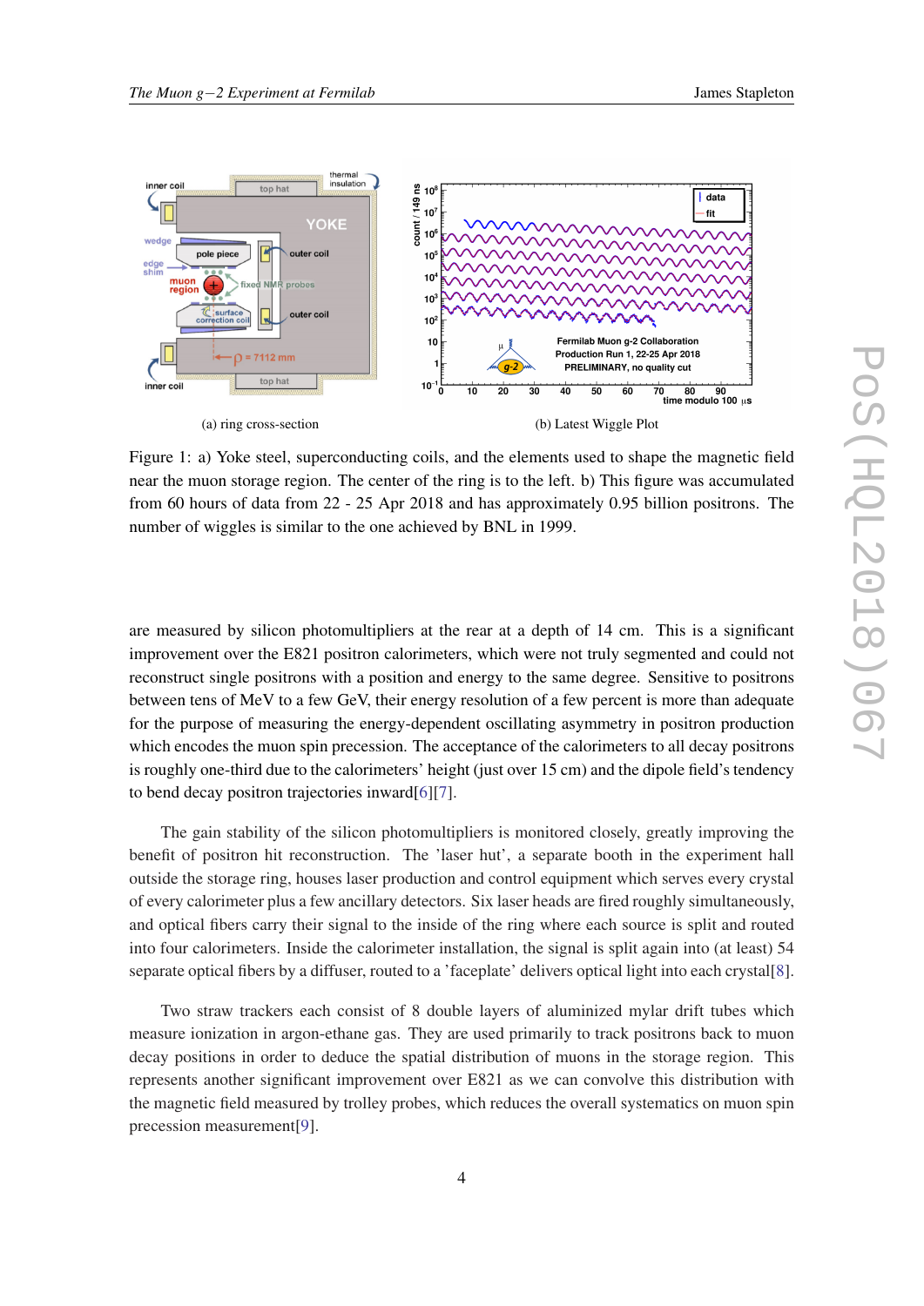(a) ring cross-section

(b) Latest Wiggle Plot

Figure 1: a) Yoke steel, superconducting coils, and the elements used to shape the magnetic field near the muon storage region. The center of the ring is to the left. b) This figure was accumulated from 60 hours of data from 22 - 25 Apr 2018 and has approximately 0.95 billion positrons. The number of wiggles is similar to the one achieved by BNL in 1999.

are measured by silicon photomultipliers at the rear at a depth of 14 cm. This is a significant improvement over the E821 positron calorimeters, which were not truly segmented and could not reconstruct single positrons with a position and energy to the same degree. Sensitive to positrons between tens of MeV to a few GeV, their energy resolution of a few percent is more than adequate for the purpose of measuring the energy-dependent oscillating asymmetry in positron production which encodes the muon spin precession. The acceptance of the calorimeters to all decay positrons is roughly one-third due to the calorimeters' height (just over 15 cm) and the dipole field's tendency to bend decay positron trajectories inward[6][7].

The gain stability of the silicon photomultipliers is monitored closely, greatly improving the benefit of positron hit reconstruction. The 'laser hut', a separate booth in the experiment hall outside the storage ring, houses laser production and control equipment which serves every crystal of every calorimeter plus a few ancillary detectors. Six laser heads are fired roughly simultaneously, and optical fibers carry their signal to the inside of the ring where each source is split and routed into four calorimeters. Inside the calorimeter installation, the signal is split again into (at least) 54 separate optical fibers by a diffuser, routed to a 'faceplate' delivers optical light into each crystal[8].

Two straw trackers each consist of 8 double layers of aluminized mylar drift tubes which measure ionization in argon-ethane gas. They are used primarily to track positrons back to muon decay positions in order to deduce the spatial distribution of muons in the storage region. This represents another significant improvement over E821 as we can convolve this distribution with the magnetic field measured by trolley probes, which reduces the overall systematics on muon spin precession measurement[9].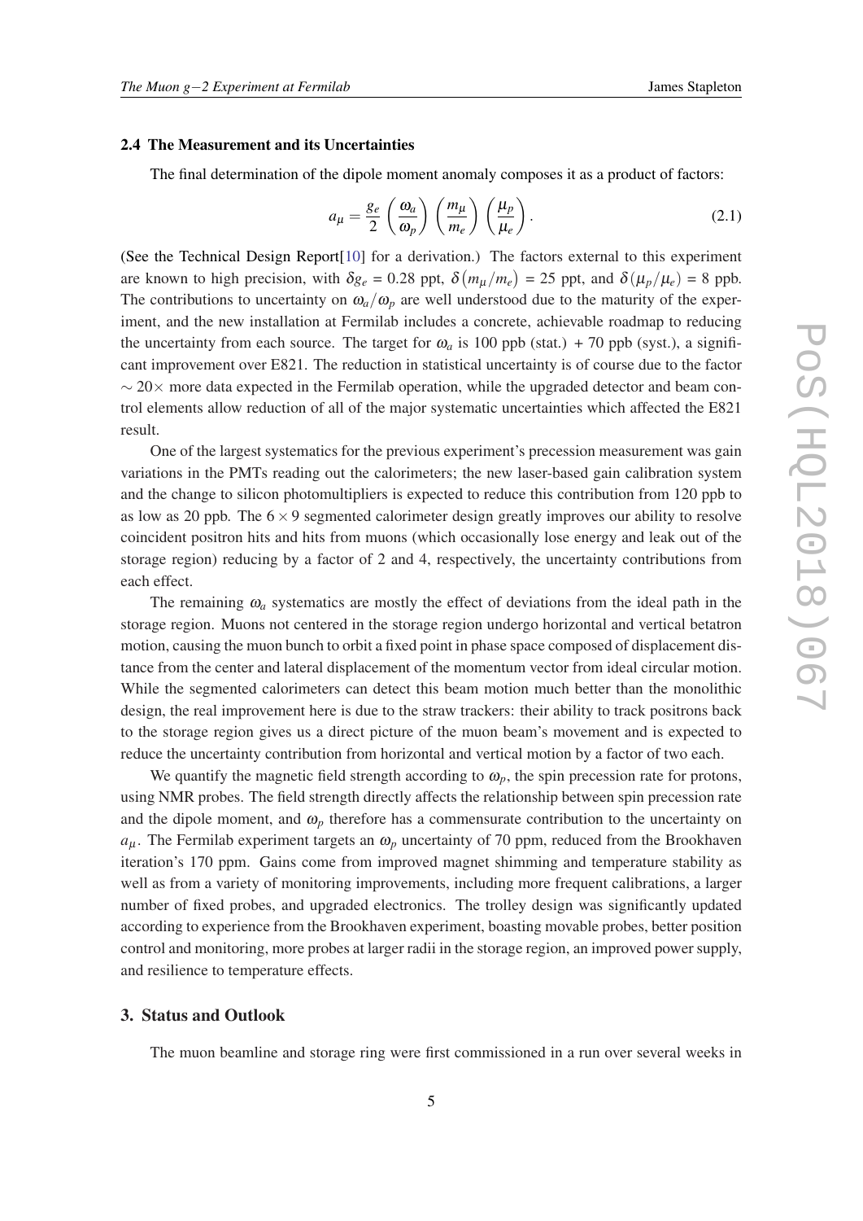### 2.4 The Measurement and its Uncertainties

The final determination of the dipole moment anomaly composes it as a product of factors:

$$a_\mu = \frac{g_e}{2}\left(\frac{\omega_a}{\omega_p}\right)\left(\frac{m_\mu}{m_e}\right)\left(\frac{\mu_p}{\mu_e}\right). \tag{2.1}$$

(See the Technical Design Report[10] for a derivation.) The factors external to this experiment are known to high precision, with $\delta g_e$ = 0.28 ppt, $\delta(m_\mu/m_e)$ = 25 ppt, and $\delta(\mu_p/\mu_e)$ = 8 ppb. The contributions to uncertainty on $\omega_a/\omega_p$ are well understood due to the maturity of the experiment, and the new installation at Fermilab includes a concrete, achievable roadmap to reducing the uncertainty from each source. The target for $\omega_a$ is 100 ppb (stat.) + 70 ppb (syst.), a significant improvement over E821. The reduction in statistical uncertainty is of course due to the factor $\sim 20\times$ more data expected in the Fermilab operation, while the upgraded detector and beam control elements allow reduction of all of the major systematic uncertainties which affected the E821 result.

One of the largest systematics for the previous experiment's precession measurement was gain variations in the PMTs reading out the calorimeters; the new laser-based gain calibration system and the change to silicon photomultipliers is expected to reduce this contribution from 120 ppb to as low as 20 ppb. The $6\times 9$ segmented calorimeter design greatly improves our ability to resolve coincident positron hits and hits from muons (which occasionally lose energy and leak out of the storage region) reducing by a factor of 2 and 4, respectively, the uncertainty contributions from each effect.

The remaining $\omega_a$ systematics are mostly the effect of deviations from the ideal path in the storage region. Muons not centered in the storage region undergo horizontal and vertical betatron motion, causing the muon bunch to orbit a fixed point in phase space composed of displacement distance from the center and lateral displacement of the momentum vector from ideal circular motion. While the segmented calorimeters can detect this beam motion much better than the monolithic design, the real improvement here is due to the straw trackers: their ability to track positrons back to the storage region gives us a direct picture of the muon beam's movement and is expected to reduce the uncertainty contribution from horizontal and vertical motion by a factor of two each.

We quantify the magnetic field strength according to $\omega_p$, the spin precession rate for protons, using NMR probes. The field strength directly affects the relationship between spin precession rate and the dipole moment, and $\omega_p$ therefore has a commensurate contribution to the uncertainty on $a_\mu$. The Fermilab experiment targets an $\omega_p$ uncertainty of 70 ppm, reduced from the Brookhaven iteration's 170 ppm. Gains come from improved magnet shimming and temperature stability as well as from a variety of monitoring improvements, including more frequent calibrations, a larger number of fixed probes, and upgraded electronics. The trolley design was significantly updated according to experience from the Brookhaven experiment, boasting movable probes, better position control and monitoring, more probes at larger radii in the storage region, an improved power supply, and resilience to temperature effects.

## 3. Status and Outlook

The muon beamline and storage ring were first commissioned in a run over several weeks in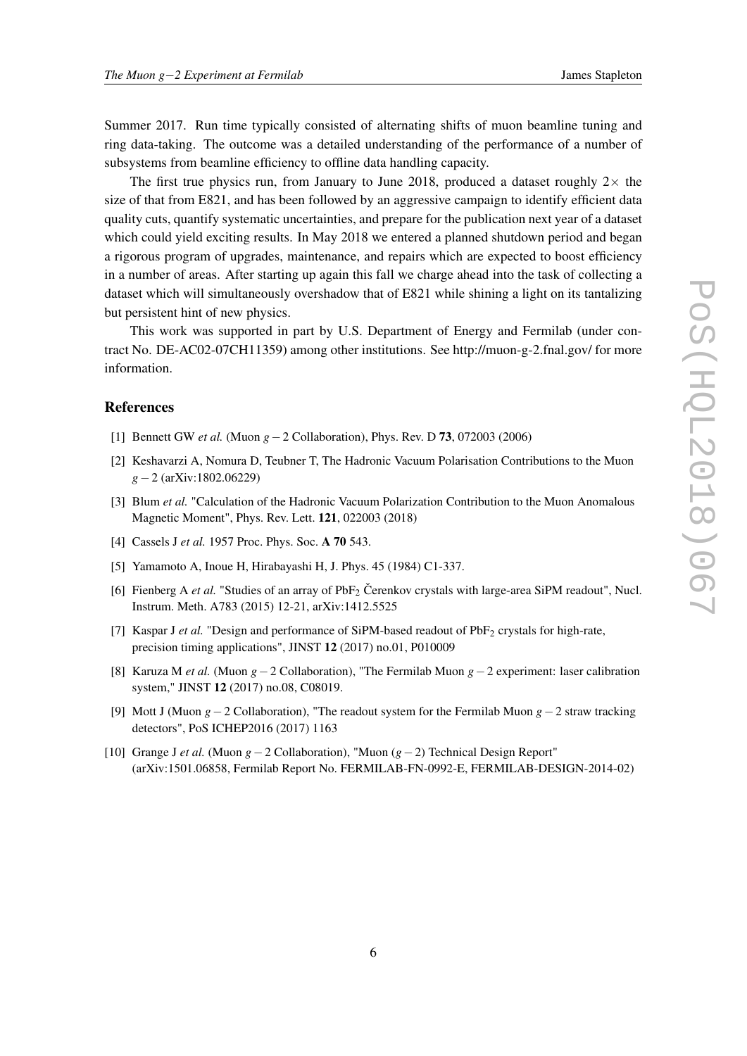Summer 2017. Run time typically consisted of alternating shifts of muon beamline tuning and ring data-taking. The outcome was a detailed understanding of the performance of a number of subsystems from beamline efficiency to offline data handling capacity.

The first true physics run, from January to June 2018, produced a dataset roughly $2\times$ the size of that from E821, and has been followed by an aggressive campaign to identify efficient data quality cuts, quantify systematic uncertainties, and prepare for the publication next year of a dataset which could yield exciting results. In May 2018 we entered a planned shutdown period and began a rigorous program of upgrades, maintenance, and repairs which are expected to boost efficiency in a number of areas. After starting up again this fall we charge ahead into the task of collecting a dataset which will simultaneously overshadow that of E821 while shining a light on its tantalizing but persistent hint of new physics.

This work was supported in part by U.S. Department of Energy and Fermilab (under contract No. DE-AC02-07CH11359) among other institutions. See http://muon-g-2.fnal.gov/ for more information.

## References

[1] Bennett GW *et al.* (Muon $g-2$ Collaboration), Phys. Rev. D **73**, 072003 (2006)

[2] Keshavarzi A, Nomura D, Teubner T, The Hadronic Vacuum Polarisation Contributions to the Muon $g-2$ (arXiv:1802.06229)

[3] Blum *et al.* "Calculation of the Hadronic Vacuum Polarization Contribution to the Muon Anomalous Magnetic Moment", Phys. Rev. Lett. **121**, 022003 (2018)

[4] Cassels J *et al.* 1957 Proc. Phys. Soc. **A 70** 543.

[5] Yamamoto A, Inoue H, Hirabayashi H, J. Phys. 45 (1984) C1-337.

[6] Fienberg A *et al.* "Studies of an array of $PbF_2$ Čerenkov crystals with large-area SiPM readout", Nucl. Instrum. Meth. A783 (2015) 12-21, arXiv:1412.5525

[7] Kaspar J *et al.* "Design and performance of SiPM-based readout of $PbF_2$ crystals for high-rate, precision timing applications", JINST **12** (2017) no.01, P010009

[8] Karuza M *et al.* (Muon $g-2$ Collaboration), "The Fermilab Muon $g-2$ experiment: laser calibration system," JINST **12** (2017) no.08, C08019.

[9] Mott J (Muon $g-2$ Collaboration), "The readout system for the Fermilab Muon $g-2$ straw tracking detectors", PoS ICHEP2016 (2017) 1163

[10] Grange J *et al.* (Muon $g-2$ Collaboration), "Muon $(g-2)$ Technical Design Report" (arXiv:1501.06858, Fermilab Report No. FERMILAB-FN-0992-E, FERMILAB-DESIGN-2014-02)